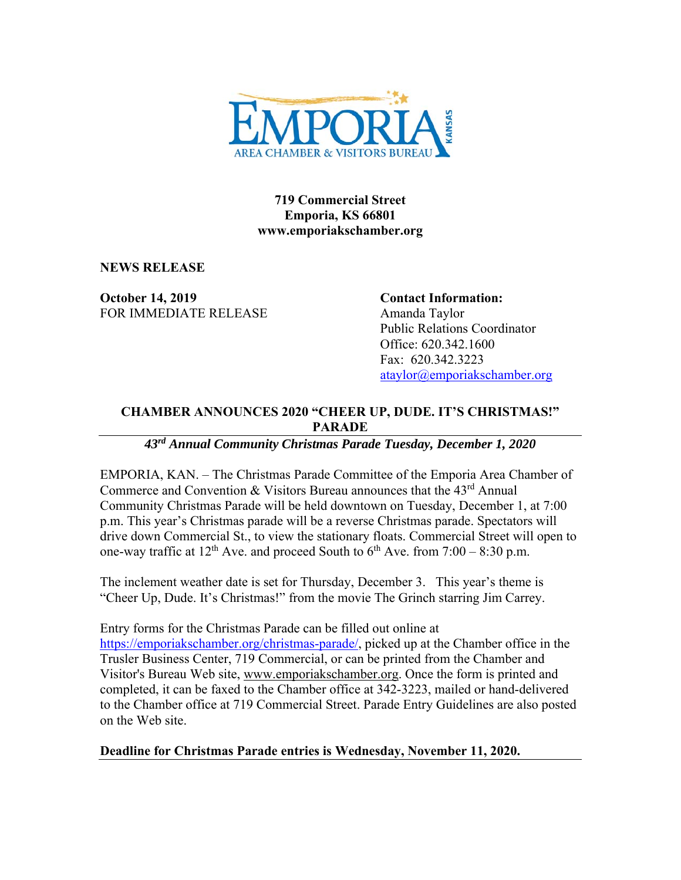EMPORIA KANSAS
AREA CHAMBER & VISITORS BUREAU

**719 Commercial Street**
**Emporia, KS 66801**
**www.emporiakschamber.org**

**NEWS RELEASE**

**October 14, 2019**
FOR IMMEDIATE RELEASE

**Contact Information:**
Amanda Taylor
Public Relations Coordinator
Office: 620.342.1600
Fax: 620.342.3223
ataylor@emporiakschamber.org

## CHAMBER ANNOUNCES 2020 "CHEER UP, DUDE. IT'S CHRISTMAS!" PARADE

***43rd Annual Community Christmas Parade Tuesday, December 1, 2020***

EMPORIA, KAN. – The Christmas Parade Committee of the Emporia Area Chamber of Commerce and Convention & Visitors Bureau announces that the 43rd Annual Community Christmas Parade will be held downtown on Tuesday, December 1, at 7:00 p.m. This year's Christmas parade will be a reverse Christmas parade. Spectators will drive down Commercial St., to view the stationary floats. Commercial Street will open to one-way traffic at 12th Ave. and proceed South to 6th Ave. from 7:00 – 8:30 p.m.

The inclement weather date is set for Thursday, December 3. This year's theme is "Cheer Up, Dude. It's Christmas!" from the movie The Grinch starring Jim Carrey.

Entry forms for the Christmas Parade can be filled out online at https://emporiakschamber.org/christmas-parade/, picked up at the Chamber office in the Trusler Business Center, 719 Commercial, or can be printed from the Chamber and Visitor's Bureau Web site, www.emporiakschamber.org. Once the form is printed and completed, it can be faxed to the Chamber office at 342-3223, mailed or hand-delivered to the Chamber office at 719 Commercial Street. Parade Entry Guidelines are also posted on the Web site.

**Deadline for Christmas Parade entries is Wednesday, November 11, 2020.**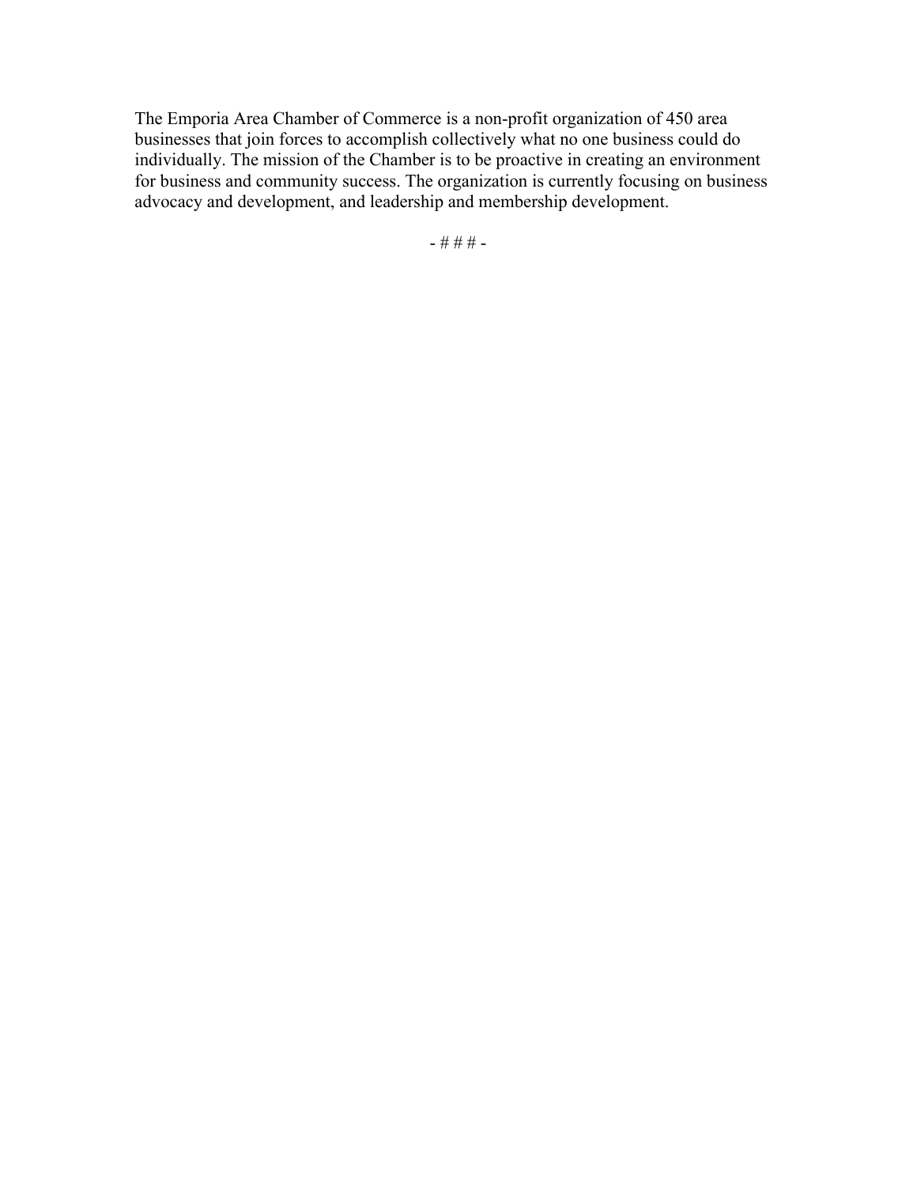The Emporia Area Chamber of Commerce is a non-profit organization of 450 area businesses that join forces to accomplish collectively what no one business could do individually. The mission of the Chamber is to be proactive in creating an environment for business and community success. The organization is currently focusing on business advocacy and development, and leadership and membership development.

- # # # -